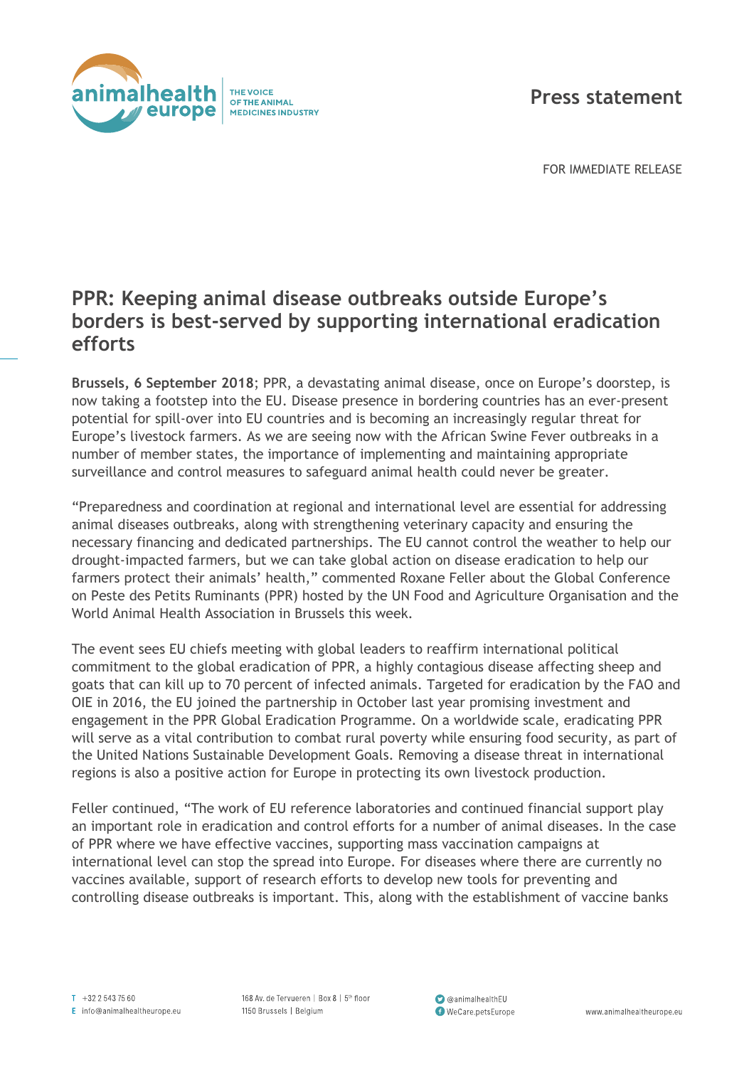Press statement

FOR IMMEDIATE RELEASE

# PPR: Keeping animal disease outbreaks outside Europe's borders is best-served by supporting international eradication efforts

**Brussels, 6 September 2018**; PPR, a devastating animal disease, once on Europe's doorstep, is now taking a footstep into the EU. Disease presence in bordering countries has an ever-present potential for spill-over into EU countries and is becoming an increasingly regular threat for Europe's livestock farmers. As we are seeing now with the African Swine Fever outbreaks in a number of member states, the importance of implementing and maintaining appropriate surveillance and control measures to safeguard animal health could never be greater.

"Preparedness and coordination at regional and international level are essential for addressing animal diseases outbreaks, along with strengthening veterinary capacity and ensuring the necessary financing and dedicated partnerships. The EU cannot control the weather to help our drought-impacted farmers, but we can take global action on disease eradication to help our farmers protect their animals' health," commented Roxane Feller about the Global Conference on Peste des Petits Ruminants (PPR) hosted by the UN Food and Agriculture Organisation and the World Animal Health Association in Brussels this week.

The event sees EU chiefs meeting with global leaders to reaffirm international political commitment to the global eradication of PPR, a highly contagious disease affecting sheep and goats that can kill up to 70 percent of infected animals. Targeted for eradication by the FAO and OIE in 2016, the EU joined the partnership in October last year promising investment and engagement in the PPR Global Eradication Programme. On a worldwide scale, eradicating PPR will serve as a vital contribution to combat rural poverty while ensuring food security, as part of the United Nations Sustainable Development Goals. Removing a disease threat in international regions is also a positive action for Europe in protecting its own livestock production.

Feller continued, "The work of EU reference laboratories and continued financial support play an important role in eradication and control efforts for a number of animal diseases. In the case of PPR where we have effective vaccines, supporting mass vaccination campaigns at international level can stop the spread into Europe. For diseases where there are currently no vaccines available, support of research efforts to develop new tools for preventing and controlling disease outbreaks is important. This, along with the establishment of vaccine banks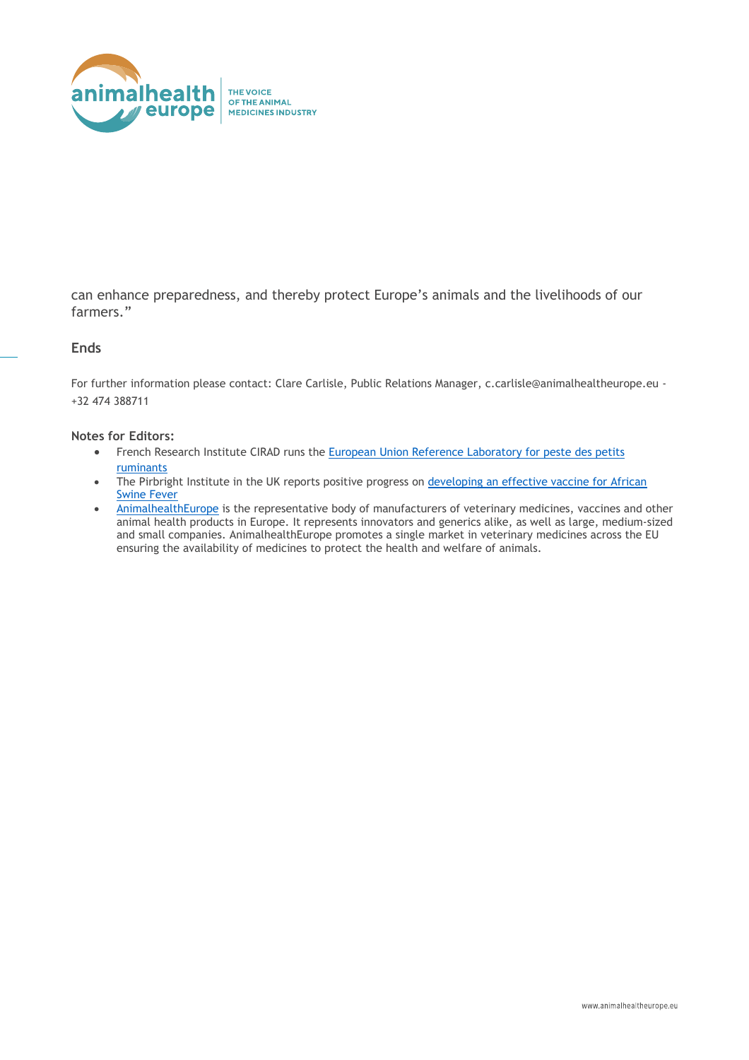can enhance preparedness, and thereby protect Europe's animals and the livelihoods of our farmers."

**Ends**

For further information please contact: Clare Carlisle, Public Relations Manager, c.carlisle@animalhealtheurope.eu - +32 474 388711

**Notes for Editors:**

- French Research Institute CIRAD runs the European Union Reference Laboratory for peste des petits ruminants
- The Pirbright Institute in the UK reports positive progress on developing an effective vaccine for African Swine Fever
- AnimalhealthEurope is the representative body of manufacturers of veterinary medicines, vaccines and other animal health products in Europe. It represents innovators and generics alike, as well as large, medium-sized and small companies. AnimalhealthEurope promotes a single market in veterinary medicines across the EU ensuring the availability of medicines to protect the health and welfare of animals.